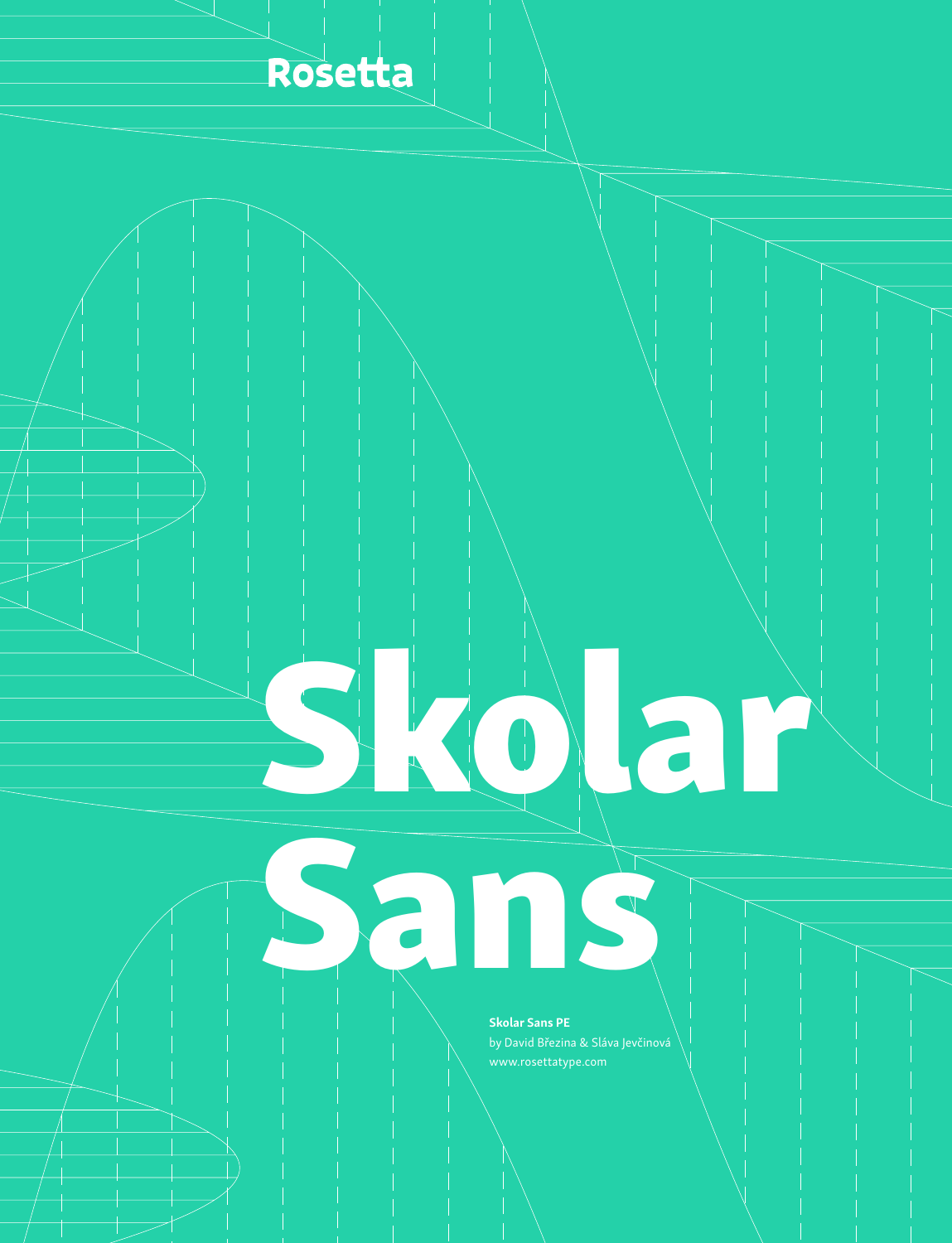Rosetta

# Skolar Sans

**Skolar Sans PE**
by David Březina & Sláva Jevčinová
www.rosettatype.com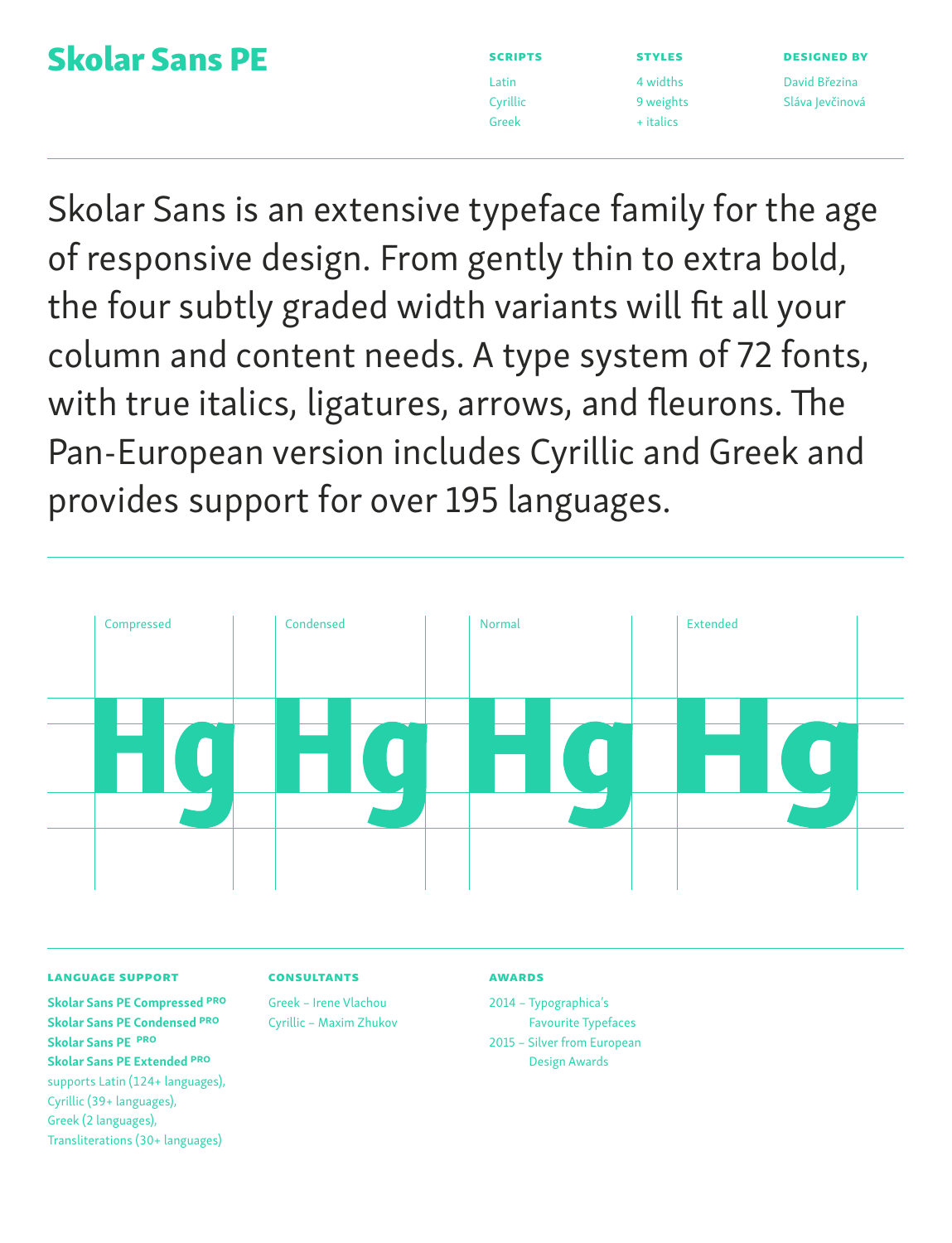# Skolar Sans PE

**SCRIPTS**

Latin
Cyrillic
Greek

**STYLES**

4 widths
9 weights
+ italics

**DESIGNED BY**

David Březina
Sláva Jevčinová

Skolar Sans is an extensive typeface family for the age of responsive design. From gently thin to extra bold, the four subtly graded width variants will fit all your column and content needs. A type system of 72 fonts, with true italics, ligatures, arrows, and fleurons. The Pan-European version includes Cyrillic and Greek and provides support for over 195 languages.

Compressed — Hg
Condensed — Hg
Normal — Hg
Extended — Hg

**LANGUAGE SUPPORT**

**Skolar Sans PE Compressed PRO**
**Skolar Sans PE Condensed PRO**
**Skolar Sans PE PRO**
**Skolar Sans PE Extended PRO**
supports Latin (124+ languages),
Cyrillic (39+ languages),
Greek (2 languages),
Transliterations (30+ languages)

**CONSULTANTS**

Greek – Irene Vlachou
Cyrillic – Maxim Zhukov

**AWARDS**

2014 – Typographica's Favourite Typefaces
2015 – Silver from European Design Awards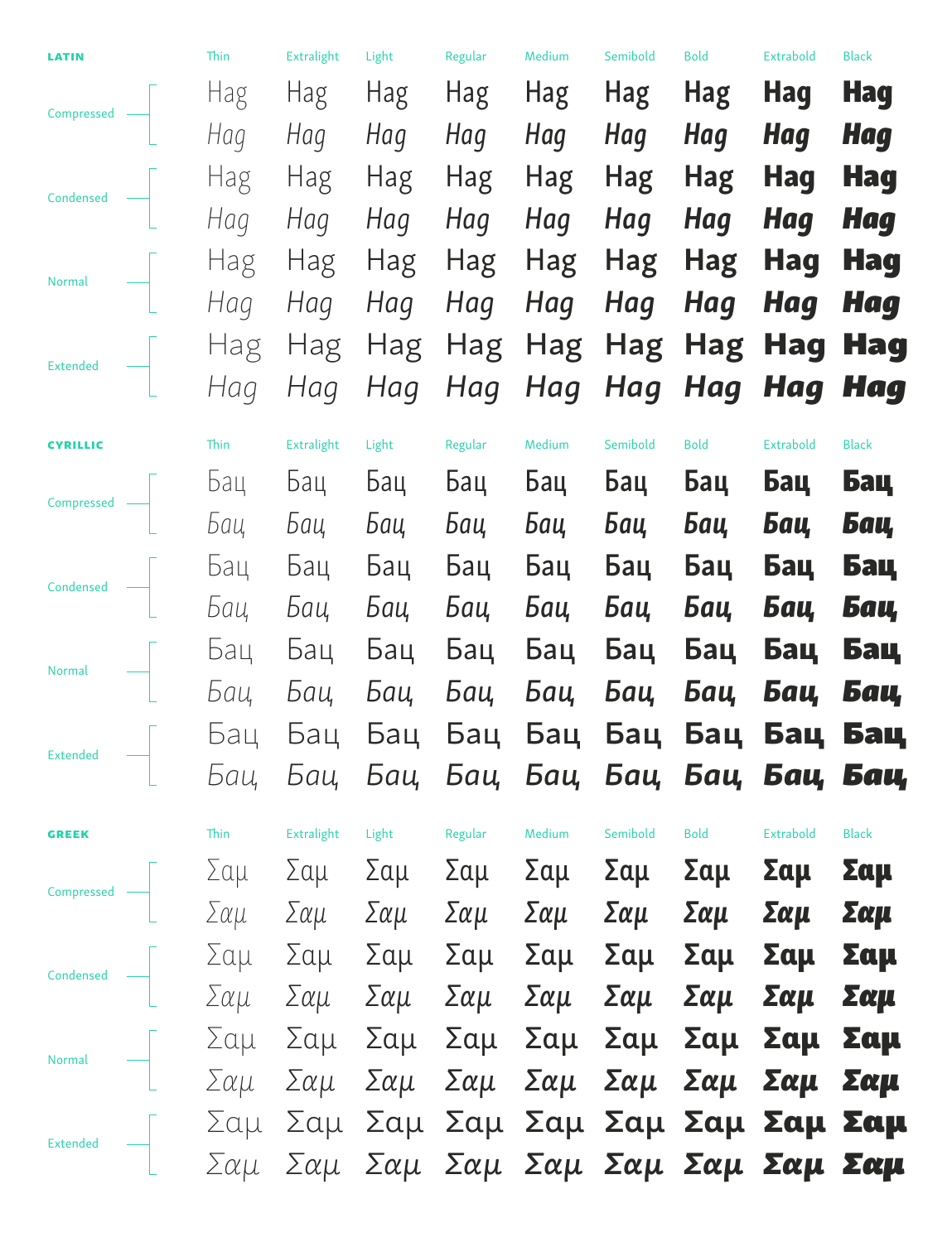## LATIN

| | | Thin | Extralight | Light | Regular | Medium | Semibold | Bold | Extrabold | Black |
|---|---|---|---|---|---|---|---|---|---|---|
| Compressed | | Hag | Hag | Hag | Hag | Hag | Hag | Hag | Hag | Hag |
| | | *Hag* | *Hag* | *Hag* | *Hag* | *Hag* | *Hag* | *Hag* | *Hag* | *Hag* |
| Condensed | | Hag | Hag | Hag | Hag | Hag | Hag | Hag | Hag | Hag |
| | | *Hag* | *Hag* | *Hag* | *Hag* | *Hag* | *Hag* | *Hag* | *Hag* | *Hag* |
| Normal | | Hag | Hag | Hag | Hag | Hag | Hag | Hag | Hag | Hag |
| | | *Hag* | *Hag* | *Hag* | *Hag* | *Hag* | *Hag* | *Hag* | *Hag* | *Hag* |
| Extended | | Hag | Hag | Hag | Hag | Hag | Hag | Hag | Hag | Hag |
| | | *Hag* | *Hag* | *Hag* | *Hag* | *Hag* | *Hag* | *Hag* | *Hag* | *Hag* |

## CYRILLIC

| | | Thin | Extralight | Light | Regular | Medium | Semibold | Bold | Extrabold | Black |
|---|---|---|---|---|---|---|---|---|---|---|
| Compressed | | Бац | Бац | Бац | Бац | Бац | Бац | Бац | Бац | Бац |
| | | *Бац* | *Бац* | *Бац* | *Бац* | *Бац* | *Бац* | *Бац* | *Бац* | *Бац* |
| Condensed | | Бац | Бац | Бац | Бац | Бац | Бац | Бац | Бац | Бац |
| | | *Бац* | *Бац* | *Бац* | *Бац* | *Бац* | *Бац* | *Бац* | *Бац* | *Бац* |
| Normal | | Бац | Бац | Бац | Бац | Бац | Бац | Бац | Бац | Бац |
| | | *Бац* | *Бац* | *Бац* | *Бац* | *Бац* | *Бац* | *Бац* | *Бац* | *Бац* |
| Extended | | Бац | Бац | Бац | Бац | Бац | Бац | Бац | Бац | Бац |
| | | *Бац* | *Бац* | *Бац* | *Бац* | *Бац* | *Бац* | *Бац* | *Бац* | *Бац* |

## GREEK

| | | Thin | Extralight | Light | Regular | Medium | Semibold | Bold | Extrabold | Black |
|---|---|---|---|---|---|---|---|---|---|---|
| Compressed | | Σαμ | Σαμ | Σαμ | Σαμ | Σαμ | Σαμ | Σαμ | Σαμ | Σαμ |
| | | *Σαμ* | *Σαμ* | *Σαμ* | *Σαμ* | *Σαμ* | *Σαμ* | *Σαμ* | *Σαμ* | *Σαμ* |
| Condensed | | Σαμ | Σαμ | Σαμ | Σαμ | Σαμ | Σαμ | Σαμ | Σαμ | Σαμ |
| | | *Σαμ* | *Σαμ* | *Σαμ* | *Σαμ* | *Σαμ* | *Σαμ* | *Σαμ* | *Σαμ* | *Σαμ* |
| Normal | | Σαμ | Σαμ | Σαμ | Σαμ | Σαμ | Σαμ | Σαμ | Σαμ | Σαμ |
| | | *Σαμ* | *Σαμ* | *Σαμ* | *Σαμ* | *Σαμ* | *Σαμ* | *Σαμ* | *Σαμ* | *Σαμ* |
| Extended | | Σαμ | Σαμ | Σαμ | Σαμ | Σαμ | Σαμ | Σαμ | Σαμ | Σαμ |
| | | *Σαμ* | *Σαμ* | *Σαμ* | *Σαμ* | *Σαμ* | *Σαμ* | *Σαμ* | *Σαμ* | *Σαμ* |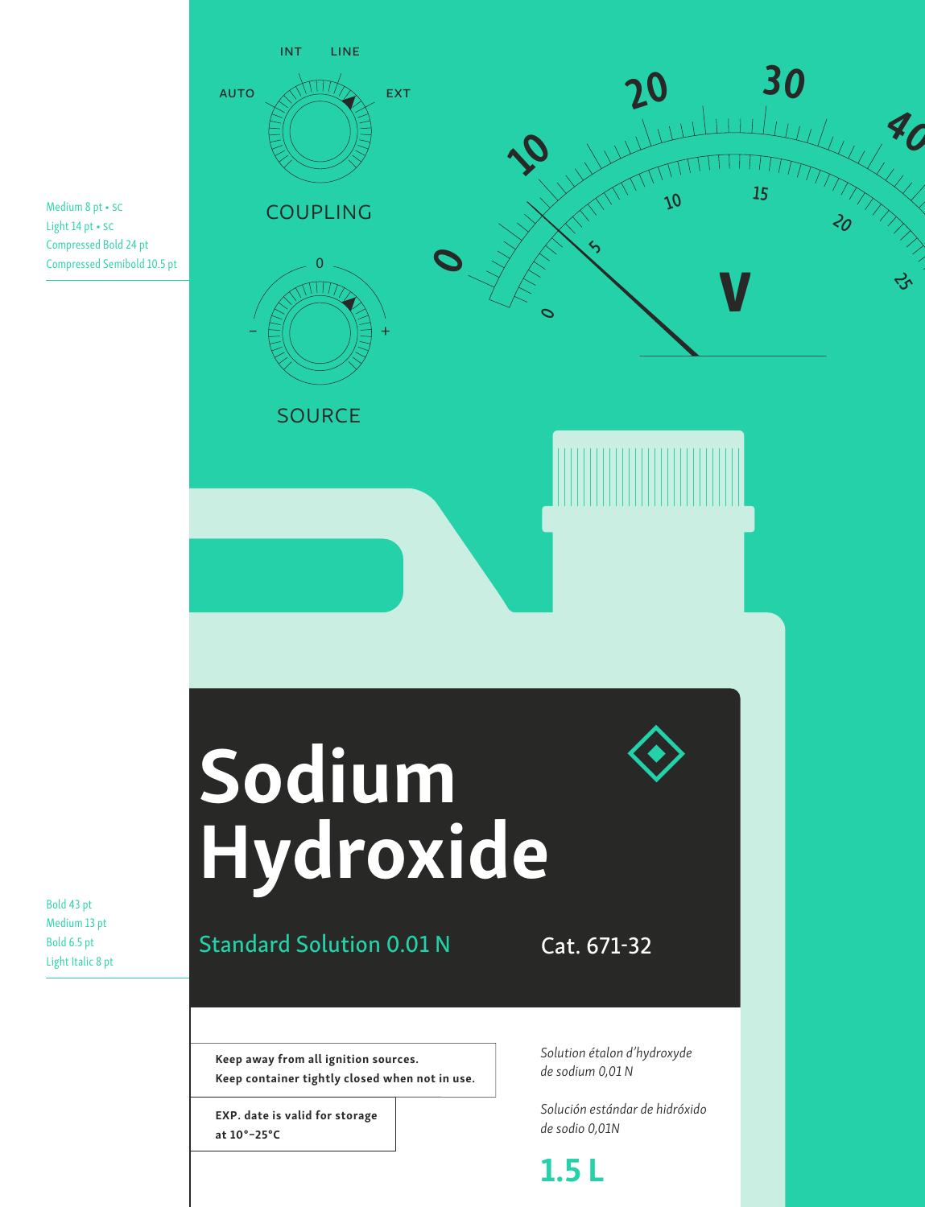Medium 8 pt • SC
Light 14 pt • SC
Compressed Bold 24 pt
Compressed Semibold 10.5 pt

INT LINE

AUTO EXT

COUPLING

0

– +

SOURCE

Bold 43 pt
Medium 13 pt
Bold 6.5 pt
Light Italic 8 pt

# Sodium Hydroxide

Standard Solution 0.01 N

Cat. 671-32

**Keep away from all ignition sources.**
**Keep container tightly closed when not in use.**

**EXP. date is valid for storage at 10°–25°C**

*Solution étalon d'hydroxyde de sodium 0,01 N*

*Solución estándar de hidróxido de sodio 0,01N*

**1.5 L**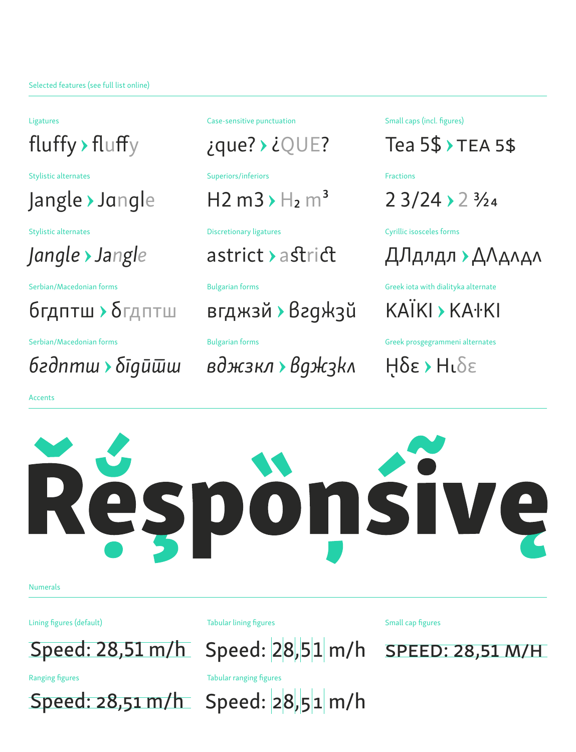Selected features (see full list online)

Ligatures

fluffy › fluffy

Stylistic alternates

Jangle › Jangle

Stylistic alternates

*Jangle › Jangle*

Serbian/Macedonian forms

бгдптш › бгдптш

Serbian/Macedonian forms

*бгдптш › бгдптш*

Case-sensitive punctuation

¿que? › ¿QUE?

Superiors/inferiors

H2 m3 › $H_2$ $m^3$

Discretionary ligatures

astrict › astrict

Bulgarian forms

вгджзй › вгджзй

Bulgarian forms

*вджзкл › вджзкл*

Small caps (incl. figures)

Tea 5$ › TEA 5$

Fractions

2 3/24 › 2 3/24

Cyrillic isosceles forms

ДЛдлдл › ДЛдлдл

Greek iota with dialityka alternate

KAÏKI › KAÏKI

Greek prosgegrammeni alternates

ᾞδε › Ηιδε

Accents

Řẹ̌ṣp̏ǫṇśĩvȩ

Numerals

Lining figures (default)

Speed: 28,51 m/h

Ranging figures

Speed: 28,51 m/h

Tabular lining figures

Speed: 28,51 m/h

Tabular ranging figures

Speed: 28,51 m/h

Small cap figures

SPEED: 28,51 M/H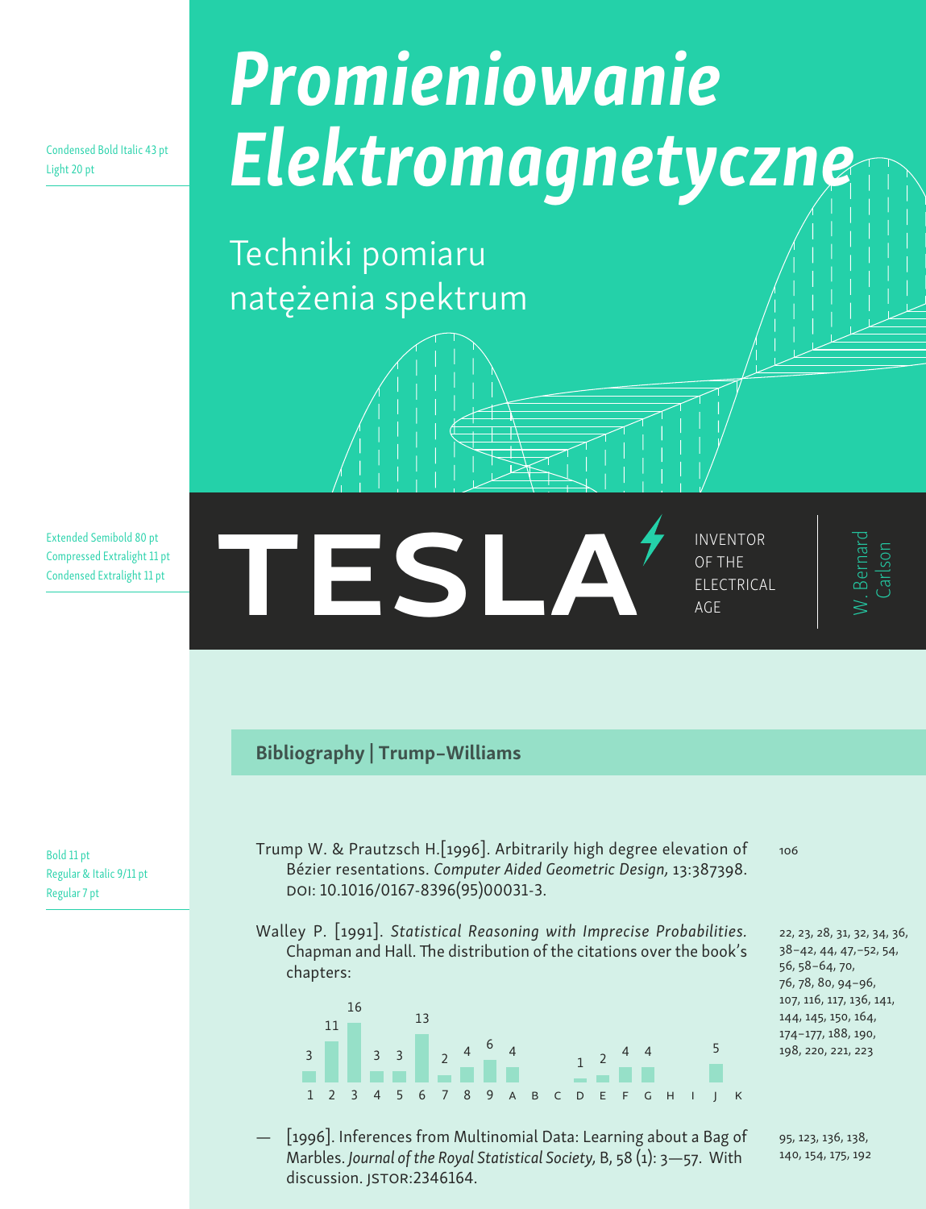Condensed Bold Italic 43 pt
Light 20 pt

# *Promieniowanie Elektromagnetyczne*

Techniki pomiaru natężenia spektrum

Extended Semibold 80 pt
Compressed Extralight 11 pt
Condensed Extralight 11 pt

**TESLA**

INVENTOR OF THE ELECTRICAL AGE

W. Bernard Carlson

## Bibliography | Trump–Williams

Bold 11 pt
Regular & Italic 9/11 pt
Regular 7 pt

Trump W. & Prautzsch H.[1996]. Arbitrarily high degree elevation of Bézier resentations. *Computer Aided Geometric Design,* 13:387398. DOI: 10.1016/0167-8396(95)00031-3.

106

Walley P. [1991]. *Statistical Reasoning with Imprecise Probabilities.* Chapman and Hall. The distribution of the citations over the book's chapters:

| 1 | 2 | 3 | 4 | 5 | 6 | 7 | 8 | 9 | A | B | C | D | E | F | G | H | I | J | K |
|---|---|---|---|---|---|---|---|---|---|---|---|---|---|---|---|---|---|---|---|
| 3 | 11 | 16 | 3 | 3 | 13 | 2 | 4 | 6 | 4 | | | 1 | 2 | 4 | 4 | | | 5 | |

22, 23, 28, 31, 32, 34, 36, 38–42, 44, 47,–52, 54, 56, 58–64, 70, 76, 78, 80, 94–96, 107, 116, 117, 136, 141, 144, 145, 150, 164, 174–177, 188, 190, 198, 220, 221, 223

— [1996]. Inferences from Multinomial Data: Learning about a Bag of Marbles. *Journal of the Royal Statistical Society,* B, 58 (1): 3—57. With discussion. JSTOR:2346164.

95, 123, 136, 138, 140, 154, 175, 192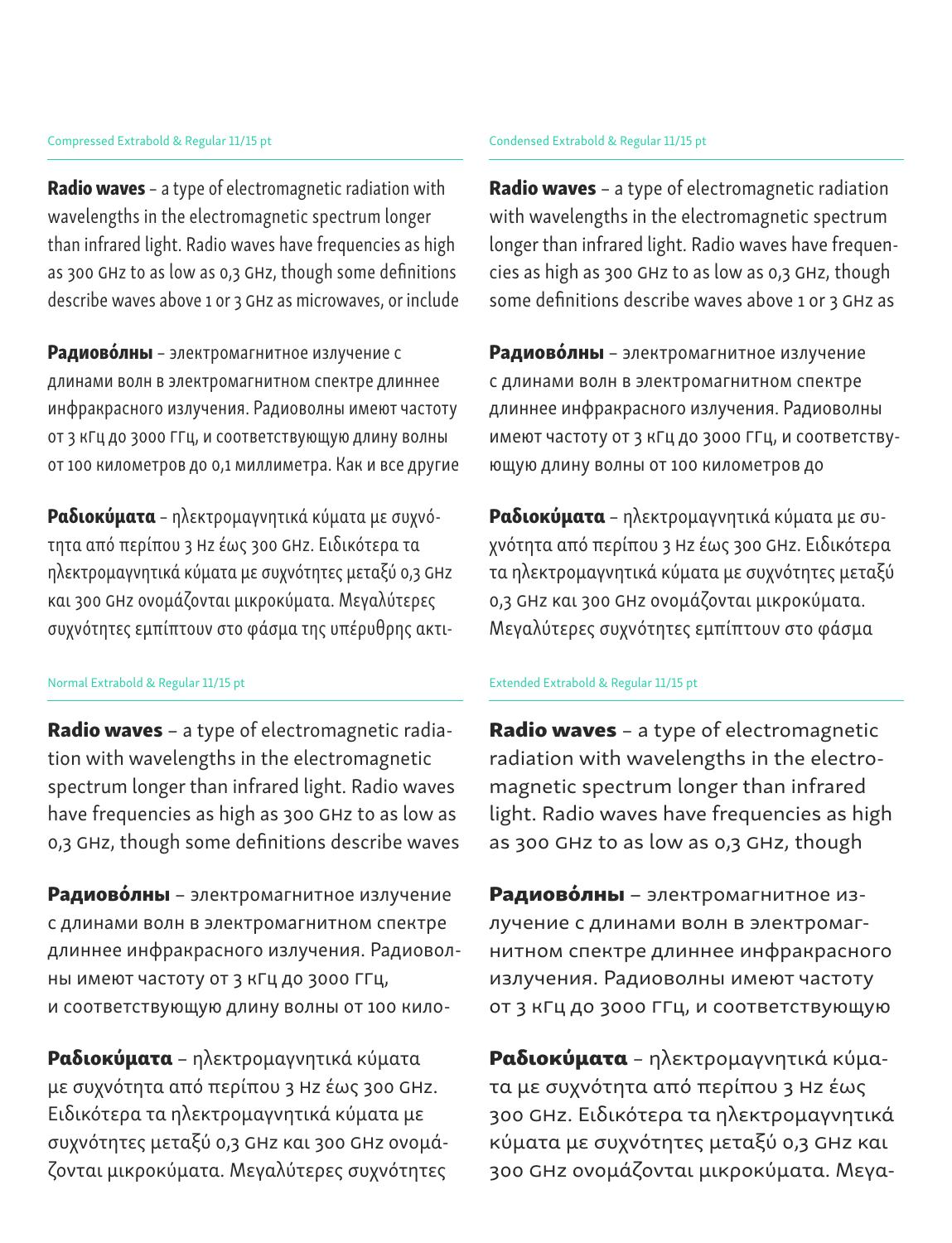Compressed Extrabold & Regular 11/15 pt

**Radio waves** – a type of electromagnetic radiation with wavelengths in the electromagnetic spectrum longer than infrared light. Radio waves have frequencies as high as 300 GHz to as low as 0,3 GHz, though some definitions describe waves above 1 or 3 GHz as microwaves, or include

**Радиово́лны** – электромагнитное излучение с длинами волн в электромагнитном спектре длиннее инфракрасного излучения. Радиоволны имеют частоту от 3 кГц до 3000 ГГц, и соответствующую длину волны от 100 километров до 0,1 миллиметра. Как и все другие

**Ραδιοκύματα** – ηλεκτρομαγνητικά κύματα με συχνότητα από περίπου 3 Hz έως 300 GHz. Ειδικότερα τα ηλεκτρομαγνητικά κύματα με συχνότητες μεταξύ 0,3 GHz και 300 GHz ονομάζονται μικροκύματα. Μεγαλύτερες συχνότητες εμπίπτουν στο φάσμα της υπέρυθρης ακτι-

Condensed Extrabold & Regular 11/15 pt

**Radio waves** – a type of electromagnetic radiation with wavelengths in the electromagnetic spectrum longer than infrared light. Radio waves have frequencies as high as 300 GHz to as low as 0,3 GHz, though some definitions describe waves above 1 or 3 GHz as

**Радиово́лны** – электромагнитное излучение с длинами волн в электромагнитном спектре длиннее инфракрасного излучения. Радиоволны имеют частоту от 3 кГц до 3000 ГГц, и соответствующую длину волны от 100 километров до

**Ραδιοκύματα** – ηλεκτρομαγνητικά κύματα με συχνότητα από περίπου 3 Hz έως 300 GHz. Ειδικότερα τα ηλεκτρομαγνητικά κύματα με συχνότητες μεταξύ 0,3 GHz και 300 GHz ονομάζονται μικροκύματα. Μεγαλύτερες συχνότητες εμπίπτουν στο φάσμα

Normal Extrabold & Regular 11/15 pt

**Radio waves** – a type of electromagnetic radiation with wavelengths in the electromagnetic spectrum longer than infrared light. Radio waves have frequencies as high as 300 GHz to as low as 0,3 GHz, though some definitions describe waves

**Радиово́лны** – электромагнитное излучение с длинами волн в электромагнитном спектре длиннее инфракрасного излучения. Радиоволны имеют частоту от 3 кГц до 3000 ГГц, и соответствующую длину волны от 100 кило-

**Ραδιοκύματα** – ηλεκτρομαγνητικά κύματα με συχνότητα από περίπου 3 Hz έως 300 GHz. Ειδικότερα τα ηλεκτρομαγνητικά κύματα με συχνότητες μεταξύ 0,3 GHz και 300 GHz ονομάζονται μικροκύματα. Μεγαλύτερες συχνότητες

Extended Extrabold & Regular 11/15 pt

**Radio waves** – a type of electromagnetic radiation with wavelengths in the electromagnetic spectrum longer than infrared light. Radio waves have frequencies as high as 300 GHz to as low as 0,3 GHz, though

**Радиово́лны** – электромагнитное излучение с длинами волн в электромагнитном спектре длиннее инфракрасного излучения. Радиоволны имеют частоту от 3 кГц до 3000 ГГц, и соответствующую

**Ραδιοκύματα** – ηλεκτρομαγνητικά κύματα με συχνότητα από περίπου 3 Hz έως 300 GHz. Ειδικότερα τα ηλεκτρομαγνητικά κύματα με συχνότητες μεταξύ 0,3 GHz και 300 GHz ονομάζονται μικροκύματα. Μεγα-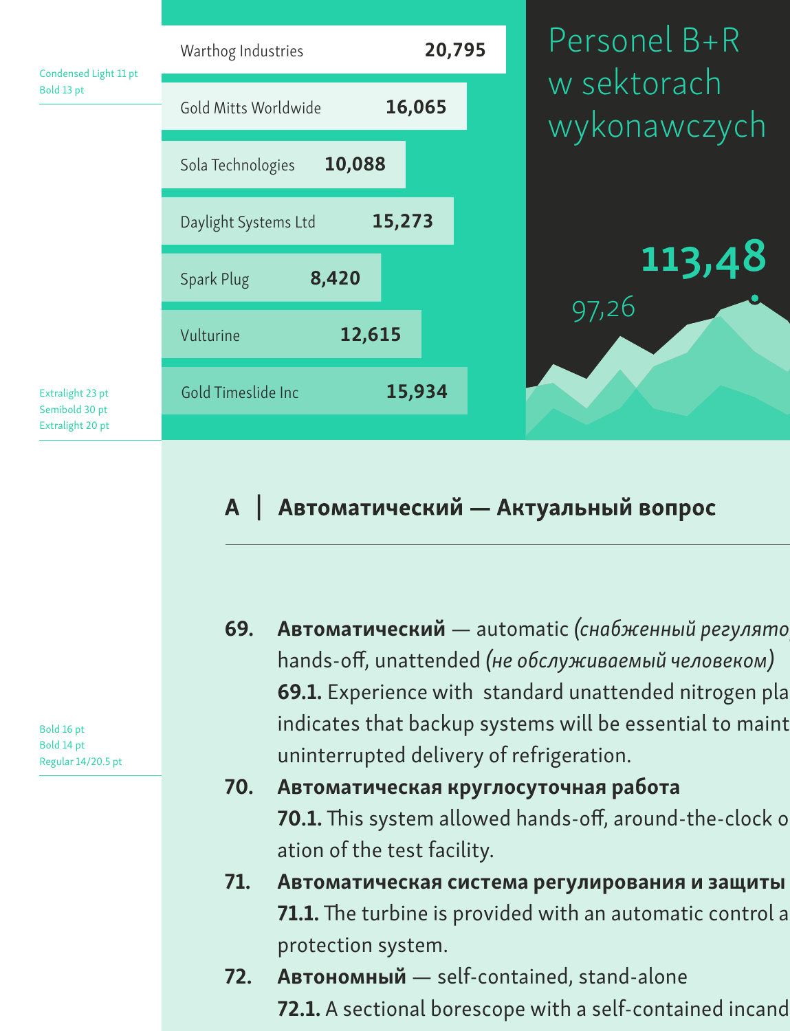Condensed Light 11 pt
Bold 13 pt

| Company | Value |
| --- | --- |
| Warthog Industries | **20,795** |
| Gold Mitts Worldwide | **16,065** |
| Sola Technologies | **10,088** |
| Daylight Systems Ltd | **15,273** |
| Spark Plug | **8,420** |
| Vulturine | **12,615** |
| Gold Timeslide Inc | **15,934** |

Personel B+R w sektorach wykonawczych

**113,48**

97,26

Extralight 23 pt
Semibold 30 pt
Extralight 20 pt

## A | Автоматический — Актуальный вопрос

Bold 16 pt
Bold 14 pt
Regular 14/20.5 pt

**69. Автоматический** — automatic *(снабженный регулято*
hands-off, unattended *(не обслуживаемый человеком)*
**69.1.** Experience with standard unattended nitrogen pla
indicates that backup systems will be essential to maint
uninterrupted delivery of refrigeration.

**70. Автоматическая круглосуточная работа**
**70.1.** This system allowed hands-off, around-the-clock o
ation of the test facility.

**71. Автоматическая система регулирования и защиты**
**71.1.** The turbine is provided with an automatic control a
protection system.

**72. Автономный** — self-contained, stand-alone
**72.1.** A sectional borescope with a self-contained incand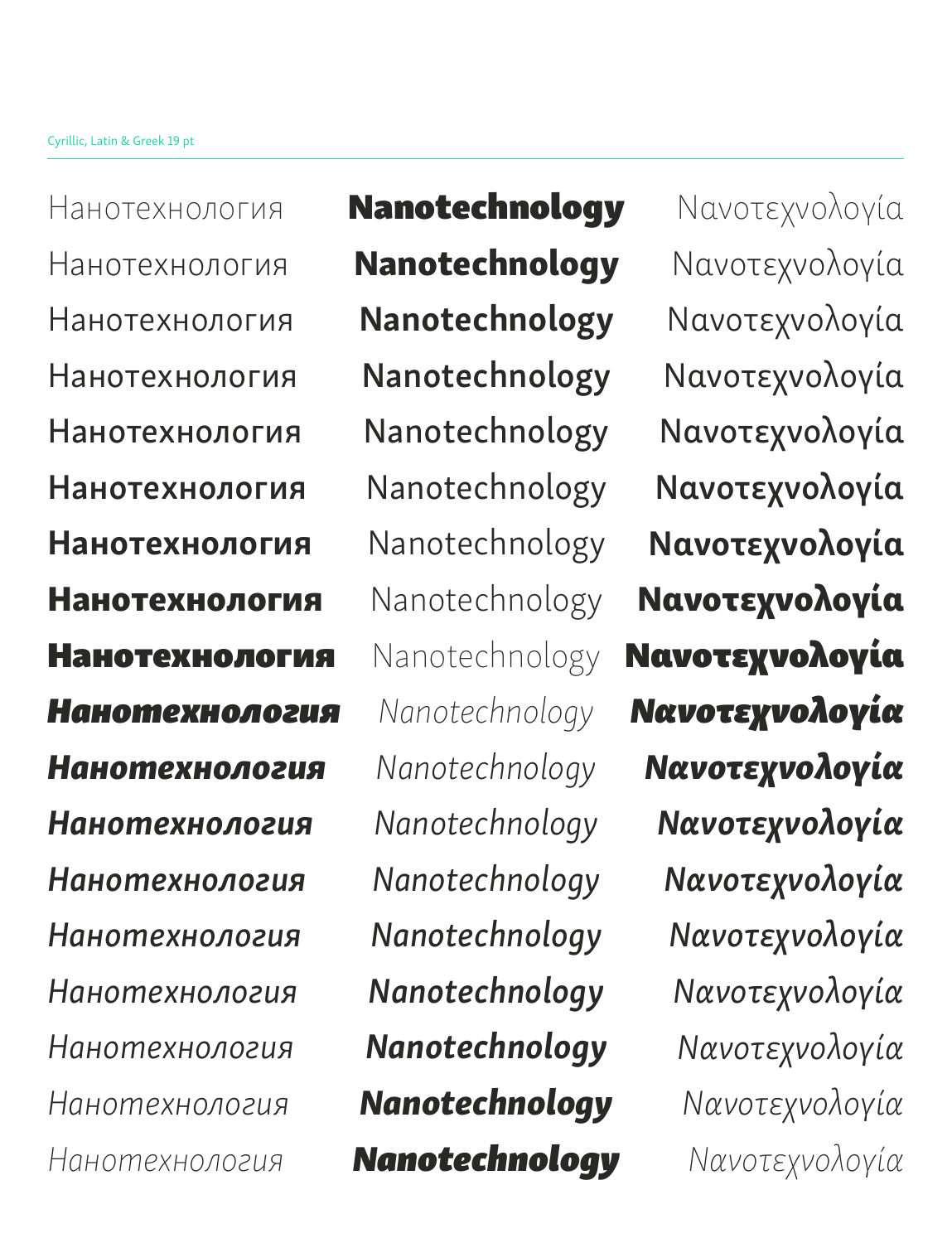Cyrillic, Latin & Greek 19 pt

| | | |
|---|---|---|
| Нанотехнология | **Nanotechnology** | Νανοτεχνολογία |
| Нанотехнология | **Nanotechnology** | Νανοτεχνολογία |
| Нанотехнология | **Nanotechnology** | Νανοτεχνολογία |
| Нанотехнология | Nanotechnology | Νανοτεχνολογία |
| Нанотехнология | Nanotechnology | Νανοτεχνολογία |
| Нанотехнология | Nanotechnology | **Νανοτεχνολογία** |
| **Нанотехнология** | Nanotechnology | **Νανοτεχνολογία** |
| **Нанотехнология** | Nanotechnology | **Νανοτεχνολογία** |
| **Нанотехнология** | Nanotechnology | **Νανοτεχνολογία** |
| ***Нанотехнология*** | *Nanotechnology* | ***Νανοτεχνολογία*** |
| ***Нанотехнология*** | *Nanotechnology* | ***Νανοτεχνολογία*** |
| ***Нанотехнология*** | *Nanotechnology* | ***Νανοτεχνολογία*** |
| *Нанотехнология* | *Nanotechnology* | *Νανοτεχνολογία* |
| *Нанотехнология* | *Nanotechnology* | *Νανοτεχνολογία* |
| *Нанотехнология* | ***Nanotechnology*** | *Νανοτεχνολογία* |
| *Нанотехнология* | ***Nanotechnology*** | *Νανοτεχνολογία* |
| *Нанотехнология* | ***Nanotechnology*** | *Νανοτεχνολογία* |
| *Нанотехнология* | ***Nanotechnology*** | *Νανοτεχνολογία* |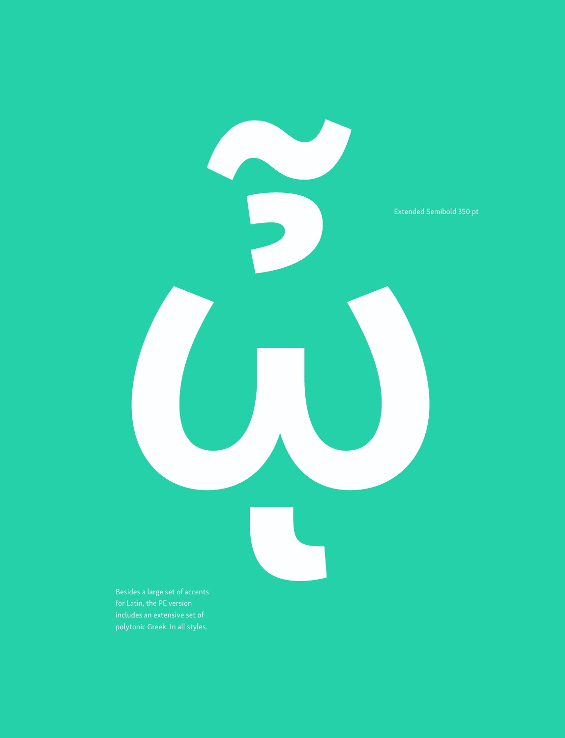ᾦ

Extended Semibold 350 pt

Besides a large set of accents for Latin, the PE version includes an extensive set of polytonic Greek. In all styles.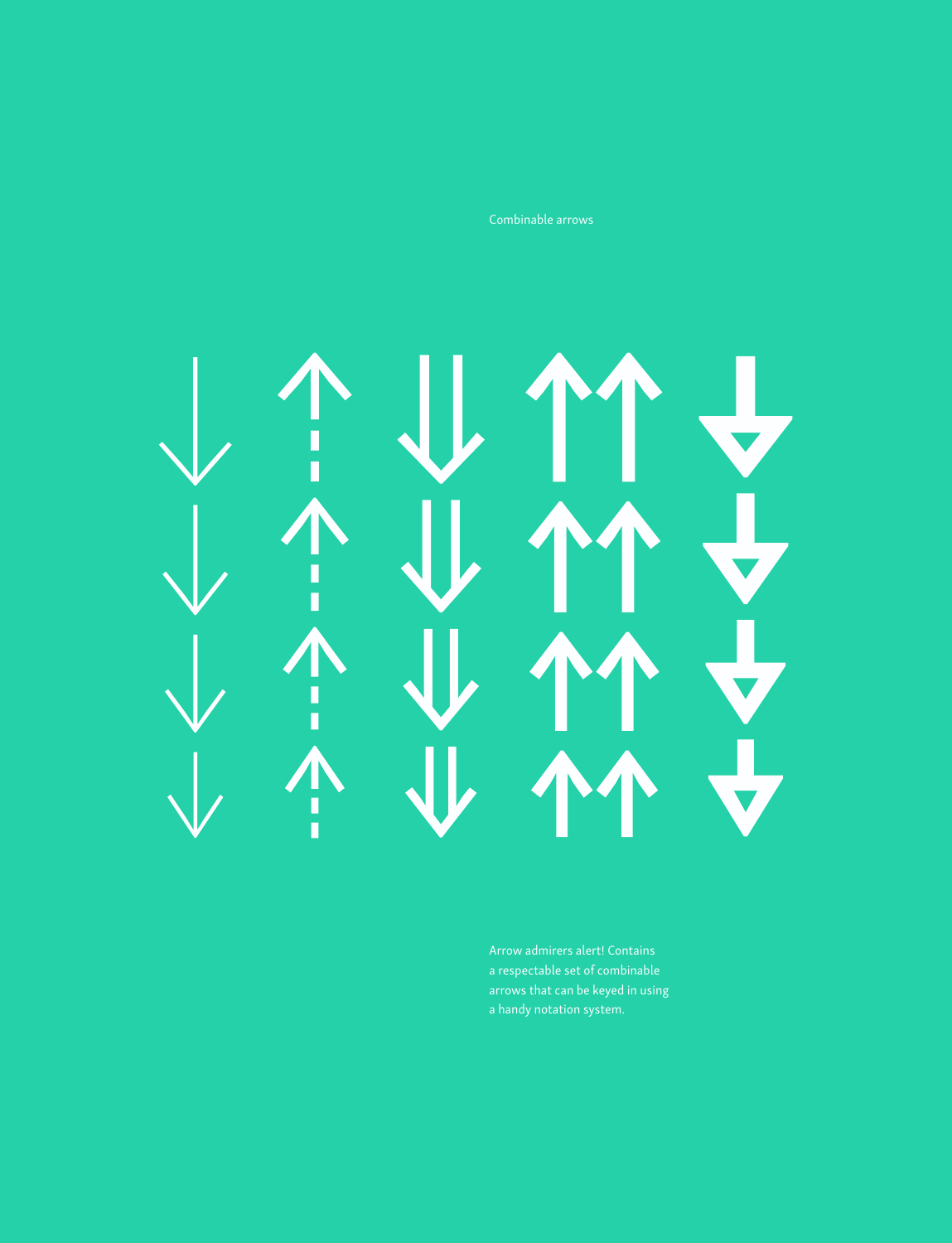Combinable arrows

Arrow admirers alert! Contains a respectable set of combinable arrows that can be keyed in using a handy notation system.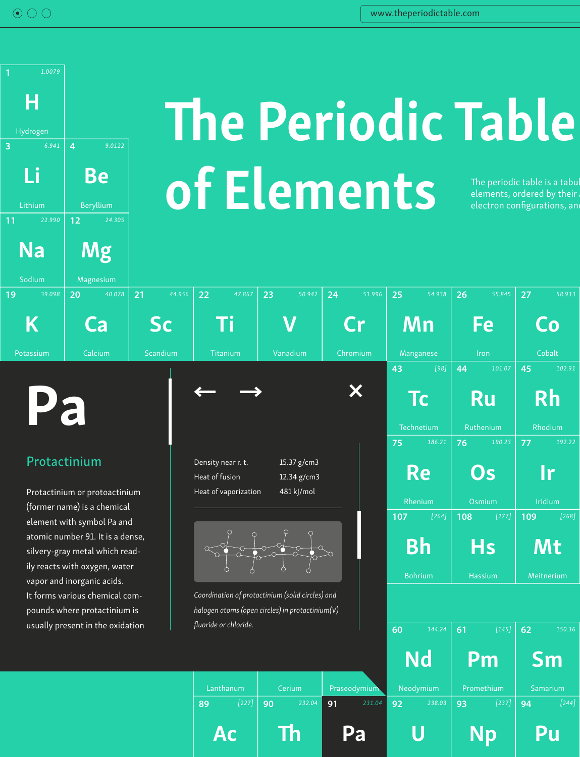www.theperiodictable.com

# The Periodic Table of Elements

The periodic table is a tabul elements, ordered by their a electron configurations, and

| 1 | 1.0079 |
|---|---|
| H | Hydrogen |

| 3 Li Lithium 6.941 | 4 Be Beryllium 9.0122 |
|---|---|
| 11 Na Sodium 22.990 | 12 Mg Magnesium 24.305 |

| 19 K Potassium 39.098 | 20 Ca Calcium 40.078 | 21 Sc Scandium 44.956 | 22 Ti Titanium 47.867 | 23 V Vanadium 50.942 | 24 Cr Chromium 51.996 | 25 Mn Manganese 54.938 | 26 Fe Iron 55.845 | 27 Co Cobalt 58.933 |
|---|---|---|---|---|---|---|---|---|
| | | | | | | 43 Tc Technetium [98] | 44 Ru Ruthenium 101.07 | 45 Rh Rhodium 102.91 |
| | | | | | | 75 Re Rhenium 186.21 | 76 Os Osmium 190.23 | 77 Ir Iridium 192.22 |
| | | | | | | 107 Bh Bohrium [264] | 108 Hs Hassium [277] | 109 Mt Meitnerium [268] |
| | | | | | | 60 Nd Neodymium 144.24 | 61 Pm Promethium [145] | 62 Sm Samarium 150.36 |
| | | | Lanthanum | Cerium | Praseodymium | | | |
| | | | 89 Ac [227] | 90 Th 232.04 | 91 Pa 231.04 | 92 U 238.03 | 93 Np [237] | 94 Pu [244] |

# Pa

## Protactinium

Protactinium or protoactinium (former name) is a chemical element with symbol Pa and atomic number 91. It is a dense, silvery-gray metal which readily reacts with oxygen, water vapor and inorganic acids. It forms various chemical compounds where protactinium is usually present in the oxidation

| | |
|---|---|
| Density near r. t. | 15.37 g/cm3 |
| Heat of fusion | 12.34 g/cm3 |
| Heat of vaporization | 481 kJ/mol |

*Coordination of protactinium (solid circles) and halogen atoms (open circles) in protactinium(V) fluoride or chloride.*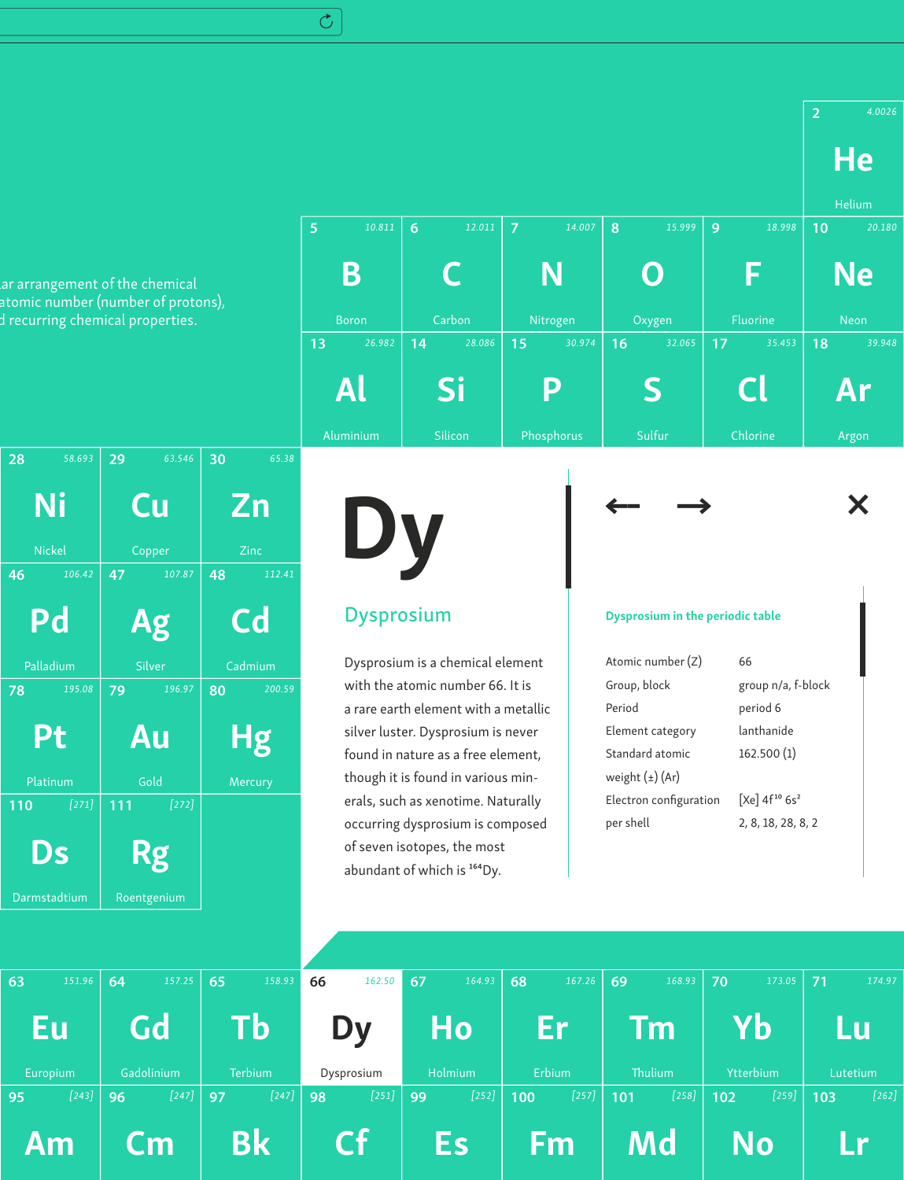ar arrangement of the chemical
atomic number (number of protons),
d recurring chemical properties.

| | | | | | | | | |
|---|---|---|---|---|---|---|---|---|
| | | | | | | | | 2 4.0026 **He** Helium |
| | | | 5 10.811 **B** Boron | 6 12.011 **C** Carbon | 7 14.007 **N** Nitrogen | 8 15.999 **O** Oxygen | 9 18.998 **F** Fluorine | 10 20.180 **Ne** Neon |
| | | | 13 26.982 **Al** Aluminium | 14 28.086 **Si** Silicon | 15 30.974 **P** Phosphorus | 16 32.065 **S** Sulfur | 17 35.453 **Cl** Chlorine | 18 39.948 **Ar** Argon |
| 28 58.693 **Ni** Nickel | 29 63.546 **Cu** Copper | 30 65.38 **Zn** Zinc | | | | | | |
| 46 106.42 **Pd** Palladium | 47 107.87 **Ag** Silver | 48 112.41 **Cd** Cadmium | | | | | | |
| 78 195.08 **Pt** Platinum | 79 196.97 **Au** Gold | 80 200.59 **Hg** Mercury | | | | | | |
| 110 [271] **Ds** Darmstadtium | 111 [272] **Rg** Roentgenium | | | | | | | |

# Dy

## Dysprosium

Dysprosium is a chemical element with the atomic number 66. It is a rare earth element with a metallic silver luster. Dysprosium is never found in nature as a free element, though it is found in various minerals, such as xenotime. Naturally occurring dysprosium is composed of seven isotopes, the most abundant of which is $^{164}$Dy.

← → ×

### Dysprosium in the periodic table

| | |
|---|---|
| Atomic number (Z) | 66 |
| Group, block | group n/a, f-block |
| Period | period 6 |
| Element category | lanthanide |
| Standard atomic weight (±) (Ar) | 162.500 (1) |
| Electron configuration | [Xe] $4f^{10}$ $6s^2$ |
| per shell | 2, 8, 18, 28, 8, 2 |

| | | | | | | | | |
|---|---|---|---|---|---|---|---|---|
| 63 151.96 **Eu** Europium | 64 157.25 **Gd** Gadolinium | 65 158.93 **Tb** Terbium | 66 162.50 **Dy** Dysprosium | 67 164.93 **Ho** Holmium | 68 167.26 **Er** Erbium | 69 168.93 **Tm** Thulium | 70 173.05 **Yb** Ytterbium | 71 174.97 **Lu** Lutetium |
| 95 [243] **Am** | 96 [247] **Cm** | 97 [247] **Bk** | 98 [251] **Cf** | 99 [252] **Es** | 100 [257] **Fm** | 101 [258] **Md** | 102 [259] **No** | 103 [262] **Lr** |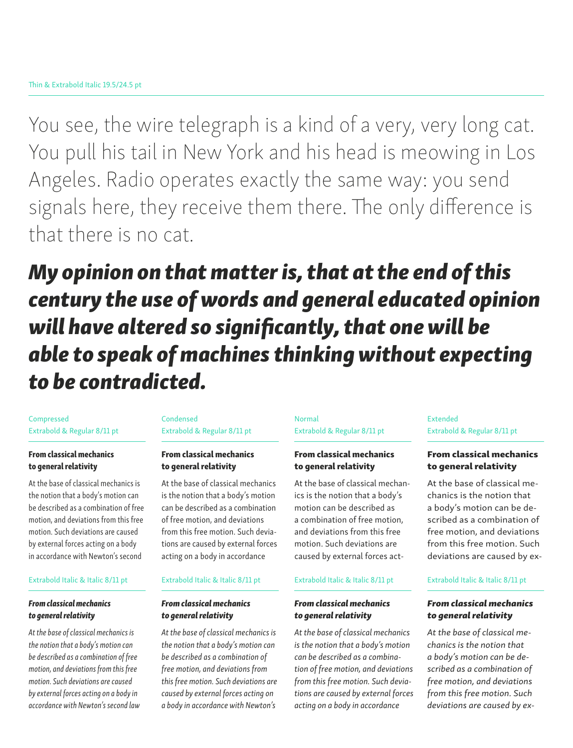Thin & Extrabold Italic 19.5/24.5 pt

You see, the wire telegraph is a kind of a very, very long cat. You pull his tail in New York and his head is meowing in Los Angeles. Radio operates exactly the same way: you send signals here, they receive them there. The only difference is that there is no cat.

***My opinion on that matter is, that at the end of this century the use of words and general educated opinion will have altered so significantly, that one will be able to speak of machines thinking without expecting to be contradicted.***

Compressed
Extrabold & Regular 8/11 pt

**From classical mechanics to general relativity**

At the base of classical mechanics is the notion that a body's motion can be described as a combination of free motion, and deviations from this free motion. Such deviations are caused by external forces acting on a body in accordance with Newton's second

Extrabold Italic & Italic 8/11 pt

***From classical mechanics to general relativity***

*At the base of classical mechanics is the notion that a body's motion can be described as a combination of free motion, and deviations from this free motion. Such deviations are caused by external forces acting on a body in accordance with Newton's second law*

Condensed
Extrabold & Regular 8/11 pt

**From classical mechanics to general relativity**

At the base of classical mechanics is the notion that a body's motion can be described as a combination of free motion, and deviations from this free motion. Such deviations are caused by external forces acting on a body in accordance

Extrabold Italic & Italic 8/11 pt

***From classical mechanics to general relativity***

*At the base of classical mechanics is the notion that a body's motion can be described as a combination of free motion, and deviations from this free motion. Such deviations are caused by external forces acting on a body in accordance with Newton's*

Normal
Extrabold & Regular 8/11 pt

**From classical mechanics to general relativity**

At the base of classical mechanics is the notion that a body's motion can be described as a combination of free motion, and deviations from this free motion. Such deviations are caused by external forces act-

Extrabold Italic & Italic 8/11 pt

***From classical mechanics to general relativity***

*At the base of classical mechanics is the notion that a body's motion can be described as a combination of free motion, and deviations from this free motion. Such deviations are caused by external forces acting on a body in accordance*

Extended
Extrabold & Regular 8/11 pt

**From classical mechanics to general relativity**

At the base of classical mechanics is the notion that a body's motion can be described as a combination of free motion, and deviations from this free motion. Such deviations are caused by ex-

Extrabold Italic & Italic 8/11 pt

***From classical mechanics to general relativity***

*At the base of classical mechanics is the notion that a body's motion can be described as a combination of free motion, and deviations from this free motion. Such deviations are caused by ex-*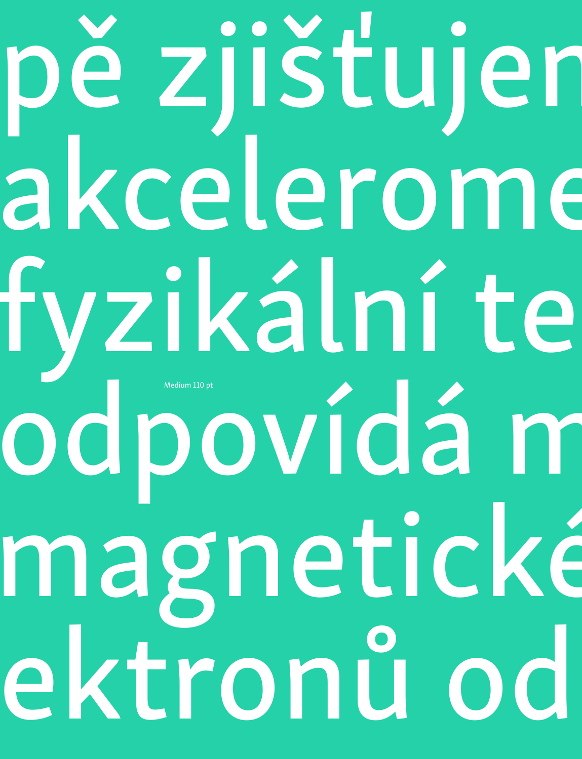pě zjišťujen
akcelerome
fyzikální te
Medium 110 pt
odpovídá m
magnetické
ektronů od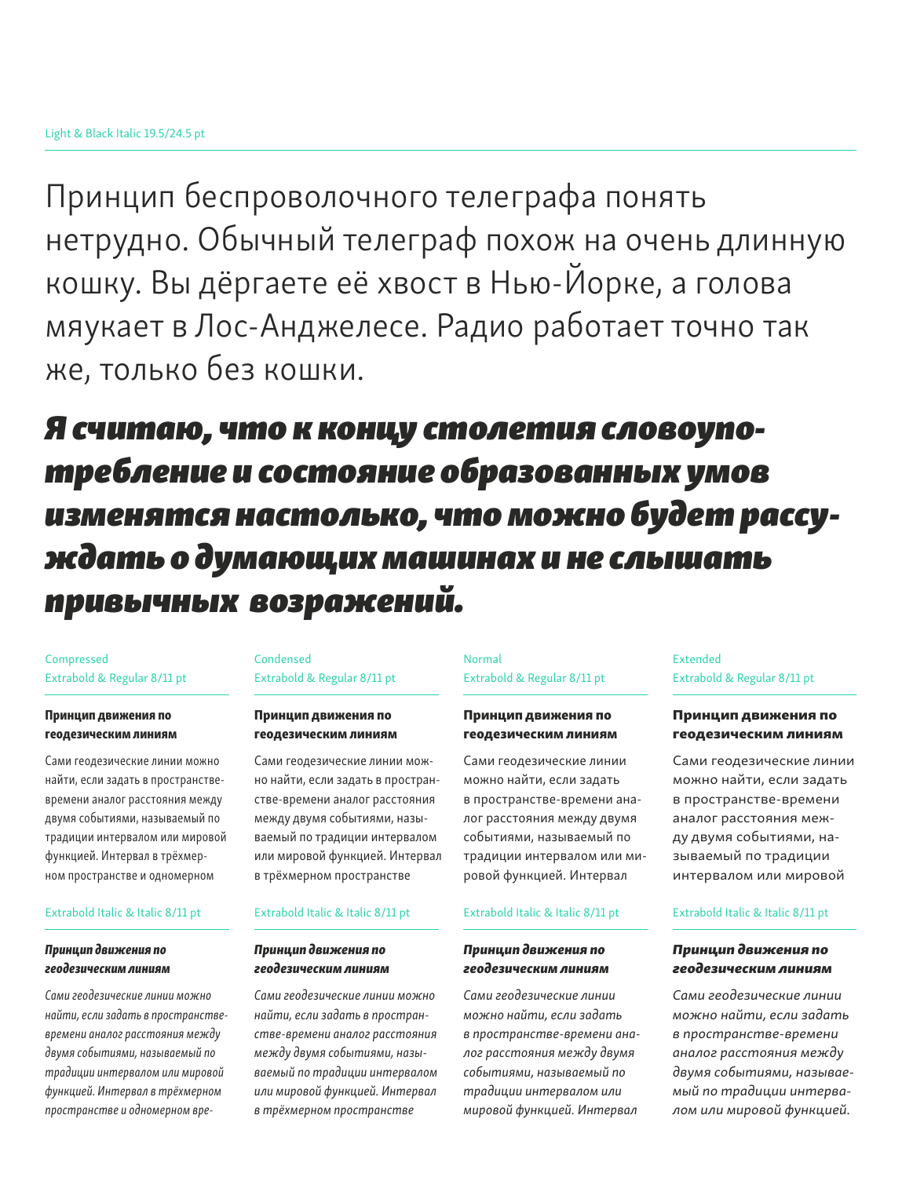Light & Black Italic 19.5/24.5 pt

Принцип беспроволочного телеграфа понять нетрудно. Обычный телеграф похож на очень длинную кошку. Вы дёргаете её хвост в Нью-Йорке, а голова мяукает в Лос-Анджелесе. Радио работает точно так же, только без кошки.

***Я считаю, что к концу столетия словоупотребление и состояние образованных умов изменятся настолько, что можно будет рассуждать о думающих машинах и не слышать привычных  возражений.***

Compressed
Extrabold & Regular 8/11 pt

**Принцип движения по геодезическим линиям**

Сами геодезические линии можно найти, если задать в пространстве-времени аналог расстояния между двумя событиями, называемый по традиции интервалом или мировой функцией. Интервал в трёхмерном пространстве и одномерном

Extrabold Italic & Italic 8/11 pt

***Принцип движения по геодезическим линиям***

*Сами геодезические линии можно найти, если задать в пространстве-времени аналог расстояния между двумя событиями, называемый по традиции интервалом или мировой функцией. Интервал в трёхмерном пространстве и одномерном вре-*

Condensed
Extrabold & Regular 8/11 pt

**Принцип движения по геодезическим линиям**

Сами геодезические линии можно найти, если задать в пространстве-времени аналог расстояния между двумя событиями, называемый по традиции интервалом или мировой функцией. Интервал в трёхмерном пространстве

Extrabold Italic & Italic 8/11 pt

***Принцип движения по геодезическим линиям***

*Сами геодезические линии можно найти, если задать в пространстве-времени аналог расстояния между двумя событиями, называемый по традиции интервалом или мировой функцией. Интервал в трёхмерном пространстве*

Normal
Extrabold & Regular 8/11 pt

**Принцип движения по геодезическим линиям**

Сами геодезические линии можно найти, если задать в пространстве-времени аналог расстояния между двумя событиями, называемый по традиции интервалом или мировой функцией. Интервал

Extrabold Italic & Italic 8/11 pt

***Принцип движения по геодезическим линиям***

*Сами геодезические линии можно найти, если задать в пространстве-времени аналог расстояния между двумя событиями, называемый по традиции интервалом или мировой функцией. Интервал*

Extended
Extrabold & Regular 8/11 pt

**Принцип движения по геодезическим линиям**

Сами геодезические линии можно найти, если задать в пространстве-времени аналог расстояния между двумя событиями, называемый по традиции интервалом или мировой

Extrabold Italic & Italic 8/11 pt

***Принцип движения по геодезическим линиям***

*Сами геодезические линии можно найти, если задать в пространстве-времени аналог расстояния между двумя событиями, называемый по традиции интервалом или мировой функцией.*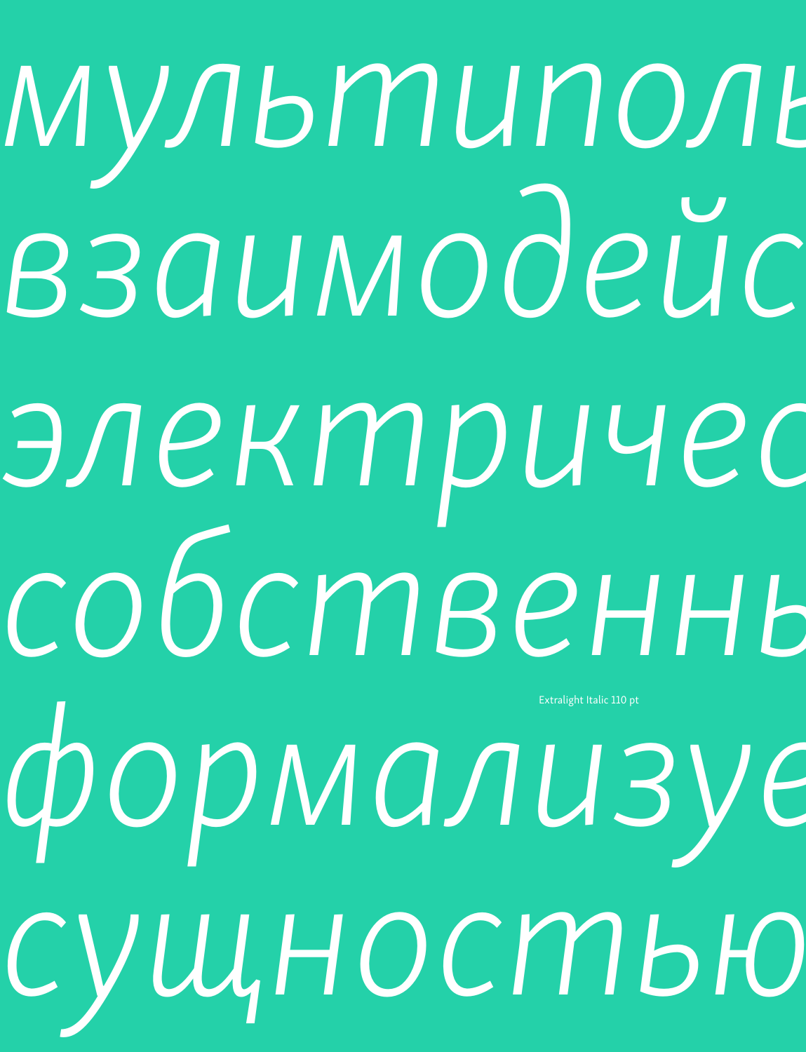*мультиполь*
*взаимодейс*
*электричес*
*собственнь*

Extralight Italic 110 pt

*формализуе*
*сущностью*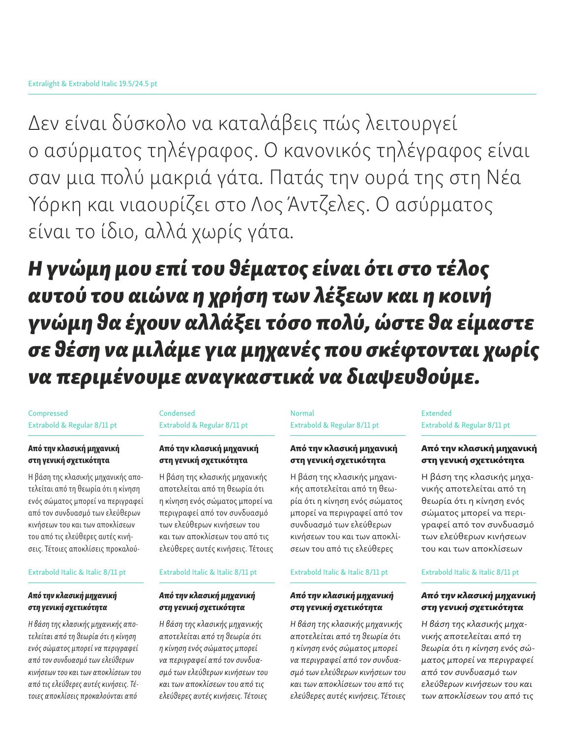Extralight & Extrabold Italic 19.5/24.5 pt

Δεν είναι δύσκολο να καταλάβεις πώς λειτουργεί ο ασύρματος τηλέγραφος. Ο κανονικός τηλέγραφος είναι σαν μια πολύ μακριά γάτα. Πατάς την ουρά της στη Νέα Υόρκη και νιαουρίζει στο Λος Άντζελες. Ο ασύρματος είναι το ίδιο, αλλά χωρίς γάτα.

***Η γνώμη μου επί του θέματος είναι ότι στο τέλος αυτού του αιώνα η χρήση των λέξεων και η κοινή γνώμη θα έχουν αλλάξει τόσο πολύ, ώστε θα είμαστε σε θέση να μιλάμε για μηχανές που σκέφτονται χωρίς να περιμένουμε αναγκαστικά να διαψευθούμε.***

Compressed
Extrabold & Regular 8/11 pt

**Από την κλασική μηχανική στη γενική σχετικότητα**

Η βάση της κλασικής μηχανικής αποτελείται από τη θεωρία ότι η κίνηση ενός σώματος μπορεί να περιγραφεί από τον συνδυασμό των ελεύθερων κινήσεων του και των αποκλίσεων του από τις ελεύθερες αυτές κινήσεις. Τέτοιες αποκλίσεις προκαλού-

Extrabold Italic & Italic 8/11 pt

***Από την κλασική μηχανική στη γενική σχετικότητα***

*Η βάση της κλασικής μηχανικής αποτελείται από τη θεωρία ότι η κίνηση ενός σώματος μπορεί να περιγραφεί από τον συνδυασμό των ελεύθερων κινήσεων του και των αποκλίσεων του από τις ελεύθερες αυτές κινήσεις. Τέτοιες αποκλίσεις προκαλούνται από*

Condensed
Extrabold & Regular 8/11 pt

**Από την κλασική μηχανική στη γενική σχετικότητα**

Η βάση της κλασικής μηχανικής αποτελείται από τη θεωρία ότι η κίνηση ενός σώματος μπορεί να περιγραφεί από τον συνδυασμό των ελεύθερων κινήσεων του και των αποκλίσεων του από τις ελεύθερες αυτές κινήσεις. Τέτοιες

Extrabold Italic & Italic 8/11 pt

***Από την κλασική μηχανική στη γενική σχετικότητα***

*Η βάση της κλασικής μηχανικής αποτελείται από τη θεωρία ότι η κίνηση ενός σώματος μπορεί να περιγραφεί από τον συνδυασμό των ελεύθερων κινήσεων του και των αποκλίσεων του από τις ελεύθερες αυτές κινήσεις. Τέτοιες*

Normal
Extrabold & Regular 8/11 pt

**Από την κλασική μηχανική στη γενική σχετικότητα**

Η βάση της κλασικής μηχανικής αποτελείται από τη θεωρία ότι η κίνηση ενός σώματος μπορεί να περιγραφεί από τον συνδυασμό των ελεύθερων κινήσεων του και των αποκλίσεων του από τις ελεύθερες

Extrabold Italic & Italic 8/11 pt

***Από την κλασική μηχανική στη γενική σχετικότητα***

*Η βάση της κλασικής μηχανικής αποτελείται από τη θεωρία ότι η κίνηση ενός σώματος μπορεί να περιγραφεί από τον συνδυασμό των ελεύθερων κινήσεων του και των αποκλίσεων του από τις ελεύθερες αυτές κινήσεις. Τέτοιες*

Extended
Extrabold & Regular 8/11 pt

**Από την κλασική μηχανική στη γενική σχετικότητα**

Η βάση της κλασικής μηχανικής αποτελείται από τη θεωρία ότι η κίνηση ενός σώματος μπορεί να περιγραφεί από τον συνδυασμό των ελεύθερων κινήσεων του και των αποκλίσεων

Extrabold Italic & Italic 8/11 pt

***Από την κλασική μηχανική στη γενική σχετικότητα***

*Η βάση της κλασικής μηχανικής αποτελείται από τη θεωρία ότι η κίνηση ενός σώματος μπορεί να περιγραφεί από τον συνδυασμό των ελεύθερων κινήσεων του και των αποκλίσεων του από τις*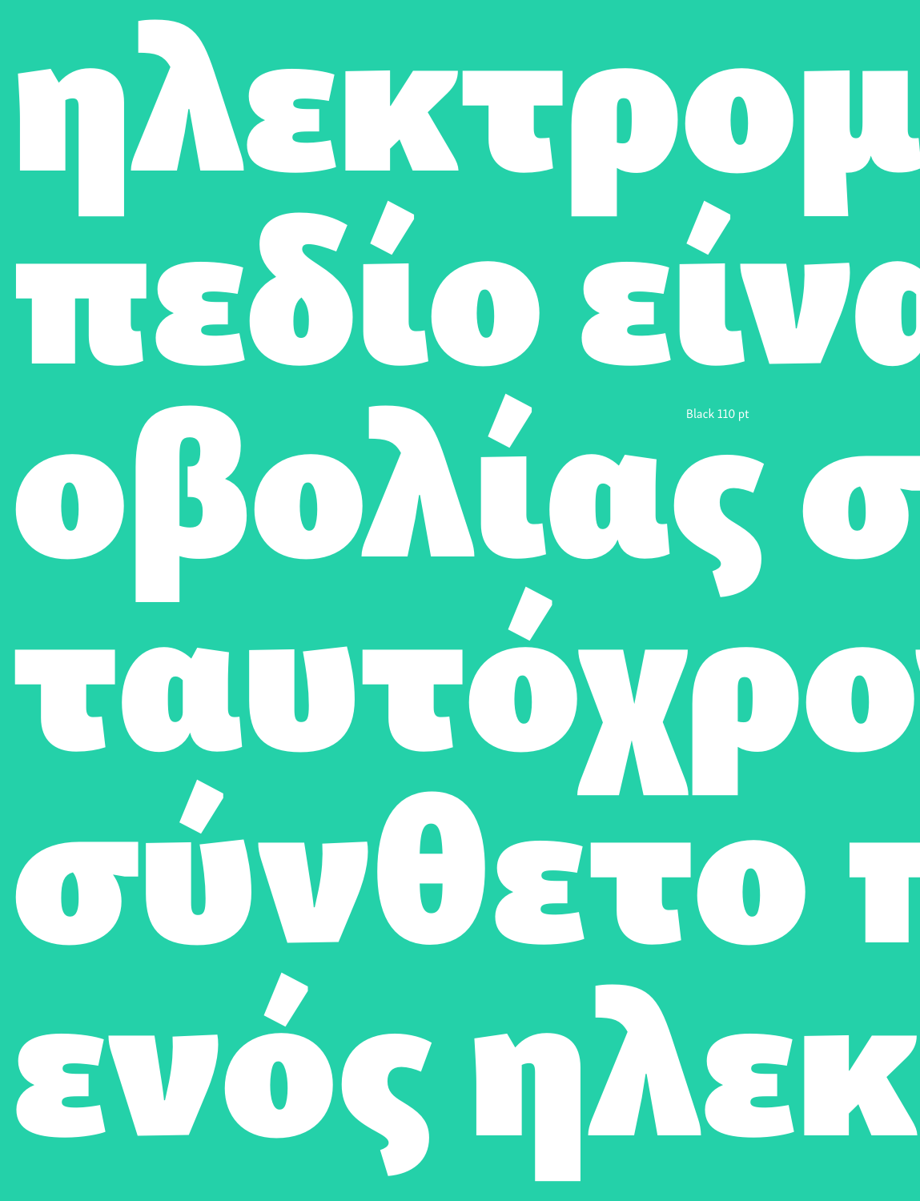ηλεκτρομ

πεδίο είνα

οβολίας σ

ταυτόχρο

σύνθετο τ

ενός ηλεκ

Black 110 pt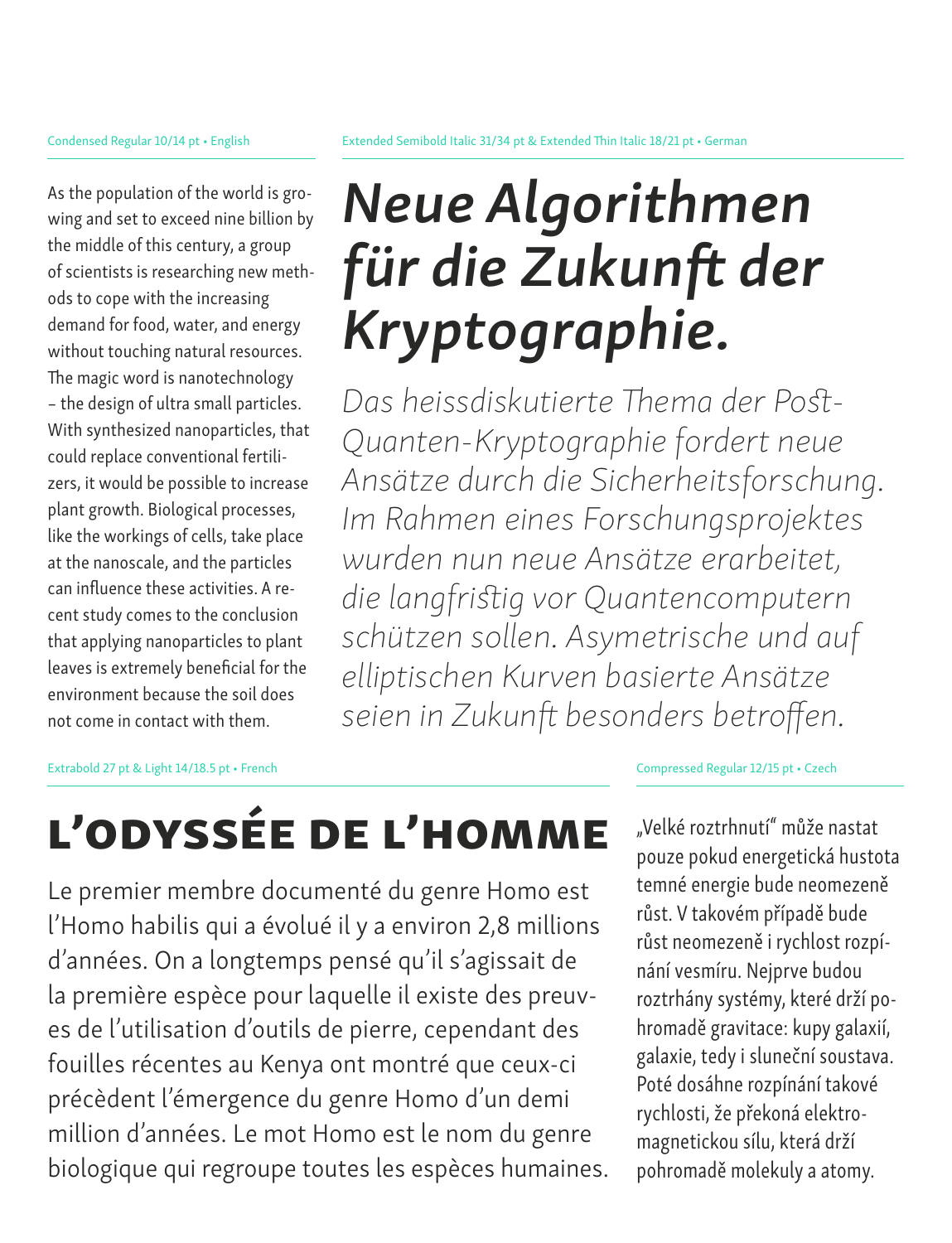Condensed Regular 10/14 pt • English

As the population of the world is growing and set to exceed nine billion by the middle of this century, a group of scientists is researching new methods to cope with the increasing demand for food, water, and energy without touching natural resources. The magic word is nanotechnology – the design of ultra small particles. With synthesized nanoparticles, that could replace conventional fertilizers, it would be possible to increase plant growth. Biological processes, like the workings of cells, take place at the nanoscale, and the particles can influence these activities. A recent study comes to the conclusion that applying nanoparticles to plant leaves is extremely beneficial for the environment because the soil does not come in contact with them.

Extended Semibold Italic 31/34 pt & Extended Thin Italic 18/21 pt • German

***Neue Algorithmen für die Zukunft der Kryptographie.***

*Das heissdiskutierte Thema der Post-Quanten-Kryptographie fordert neue Ansätze durch die Sicherheitsforschung. Im Rahmen eines Forschungsprojektes wurden nun neue Ansätze erarbeitet, die langfristig vor Quantencomputern schützen sollen. Asymetrische und auf elliptischen Kurven basierte Ansätze seien in Zukunft besonders betroffen.*

Extrabold 27 pt & Light 14/18.5 pt • French

## L’ODYSSÉE DE L’HOMME

Le premier membre documenté du genre Homo est l’Homo habilis qui a évolué il y a environ 2,8 millions d’années. On a longtemps pensé qu’il s’agissait de la première espèce pour laquelle il existe des preuves de l’utilisation d’outils de pierre, cependant des fouilles récentes au Kenya ont montré que ceux-ci précèdent l’émergence du genre Homo d’un demi million d’années. Le mot Homo est le nom du genre biologique qui regroupe toutes les espèces humaines.

Compressed Regular 12/15 pt • Czech

„Velké roztrhnutí“ může nastat pouze pokud energetická hustota temné energie bude neomezeně růst. V takovém případě bude růst neomezeně i rychlost rozpínání vesmíru. Nejprve budou roztrhány systémy, které drží pohromadě gravitace: kupy galaxií, galaxie, tedy i sluneční soustava. Poté dosáhne rozpínání takové rychlosti, že překoná elektromagnetickou sílu, která drží pohromadě molekuly a atomy.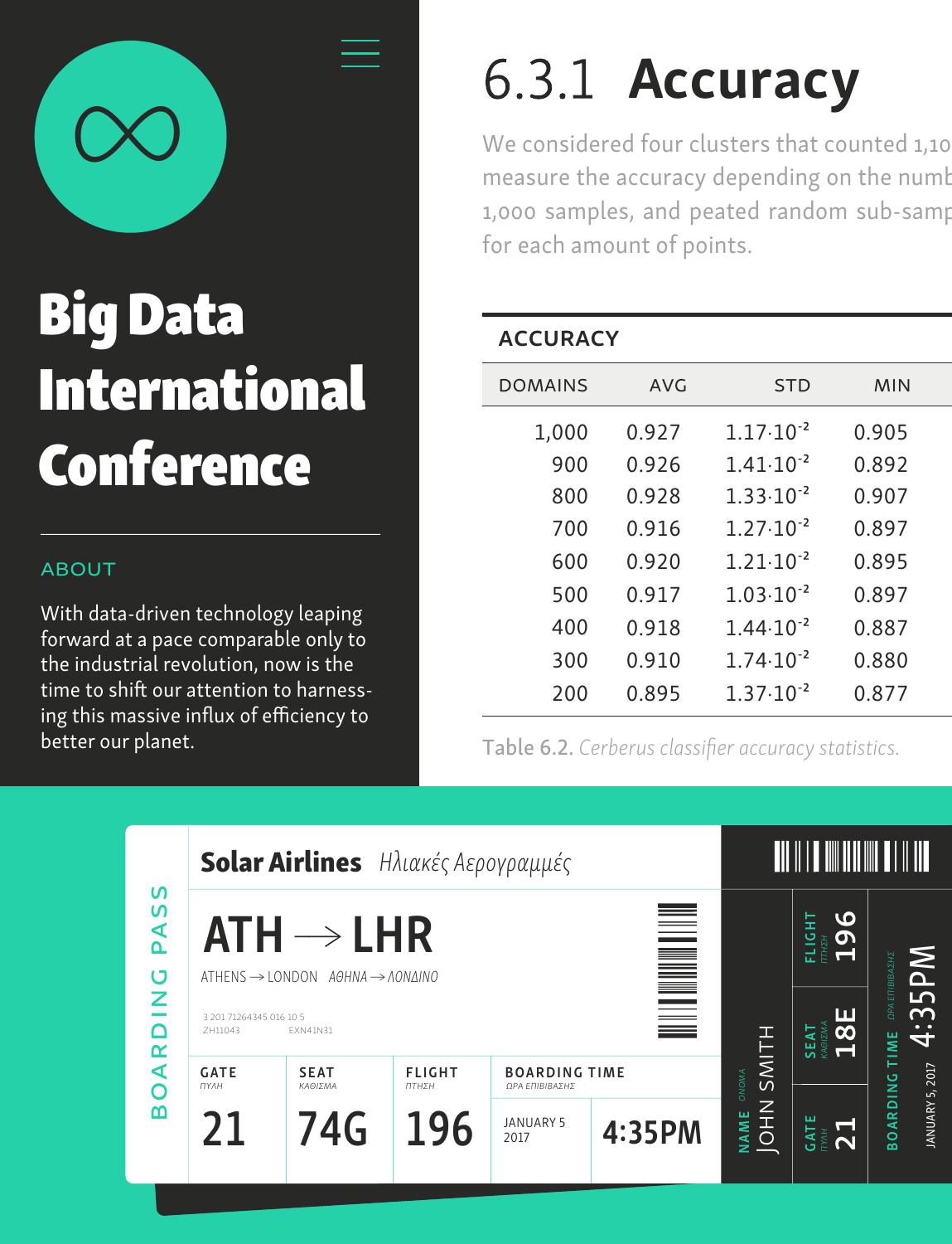# Big Data International Conference

ABOUT

With data-driven technology leaping forward at a pace comparable only to the industrial revolution, now is the time to shift our attention to harnessing this massive influx of efficiency to better our planet.

## 6.3.1 **Accuracy**

We considered four clusters that counted 1,10 measure the accuracy depending on the numb 1,000 samples, and peated random sub-samp for each amount of points.

**ACCURACY**

| DOMAINS | AVG | STD | MIN |
|---|---|---|---|
| 1,000 | 0.927 | $1.17 \cdot 10^{-2}$ | 0.905 |
| 900 | 0.926 | $1.41 \cdot 10^{-2}$ | 0.892 |
| 800 | 0.928 | $1.33 \cdot 10^{-2}$ | 0.907 |
| 700 | 0.916 | $1.27 \cdot 10^{-2}$ | 0.897 |
| 600 | 0.920 | $1.21 \cdot 10^{-2}$ | 0.895 |
| 500 | 0.917 | $1.03 \cdot 10^{-2}$ | 0.897 |
| 400 | 0.918 | $1.44 \cdot 10^{-2}$ | 0.887 |
| 300 | 0.910 | $1.74 \cdot 10^{-2}$ | 0.880 |
| 200 | 0.895 | $1.37 \cdot 10^{-2}$ | 0.877 |

Table 6.2. *Cerberus classifier accuracy statistics.*

BOARDING PASS

**Solar Airlines** *Ηλιακές Αερογραμμές*

**ATH → LHR**

ATHENS → LONDON *ΑΘΗΝΑ → ΛΟΝΔΙΝΟ*

3 201 71264345 016 10 5
ZH11043 EXN41N31

| GATE *ΠΥΛΗ* | SEAT *ΚΑΘΙΣΜΑ* | FLIGHT *ΠΤΗΣΗ* | BOARDING TIME *ΩΡΑ ΕΠΙΒΙΒΑΣΗΣ* | |
|---|---|---|---|---|
| 21 | 74G | 196 | JANUARY 5 2017 | 4:35PM |

NAME *ΟΝΟΜΑ* JOHN SMITH

FLIGHT *ΠΤΗΣΗ* 196

SEAT *ΚΑΘΙΣΜΑ* 18E

GATE *ΠΥΛΗ* 21

BOARDING TIME *ΩΡΑ ΕΠΙΒΙΒΑΣΗΣ* 4:35PM

JANUARY 5, 2017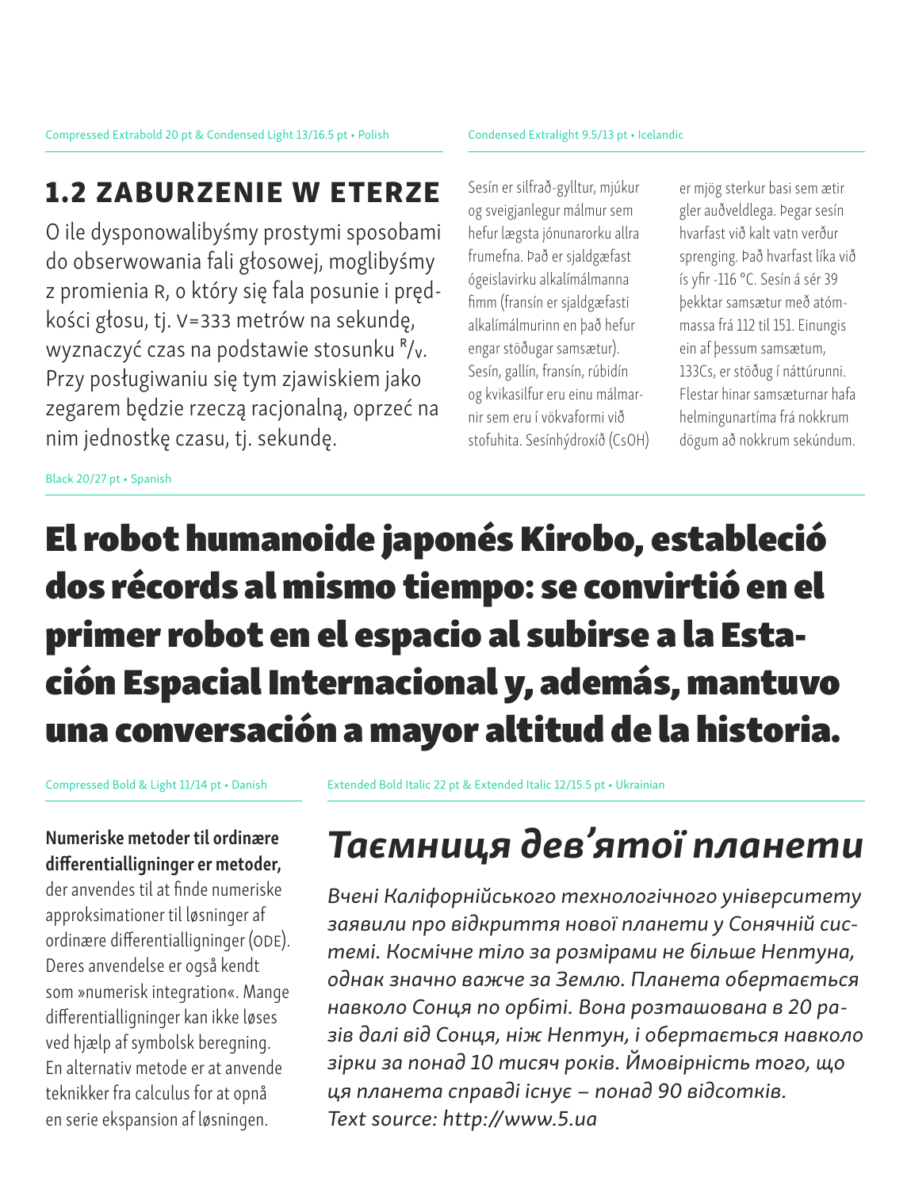Compressed Extrabold 20 pt & Condensed Light 13/16.5 pt • Polish

## 1.2 ZABURZENIE W ETERZE

O ile dysponowalibyśmy prostymi sposobami do obserwowania fali głosowej, moglibyśmy z promienia R, o który się fala posunie i prędkości głosu, tj. V=333 metrów na sekundę, wyznaczyć czas na podstawie stosunku R/V. Przy posługiwaniu się tym zjawiskiem jako zegarem będzie rzeczą racjonalną, oprzeć na nim jednostkę czasu, tj. sekundę.

Condensed Extralight 9.5/13 pt • Icelandic

Sesín er silfrað-gylltur, mjúkur og sveigjanlegur málmur sem hefur lægsta jónunarorku allra frumefna. Það er sjaldgæfast ógeislavirku alkalímálmanna fimm (fransín er sjaldgæfasti alkalímálmurinn en það hefur engar stöðugar samsætur). Sesín, gallín, fransín, rúbidín og kvikasilfur eru einu málmarnir sem eru í vökvaformi við stofuhita. Sesínhýdroxíð (CsOH) er mjög sterkur basi sem ætir gler auðveldlega. Þegar sesín hvarfast við kalt vatn verður sprenging. Það hvarfast líka við ís yfir -116 °C. Sesín á sér 39 þekktar samsætur með atómmassa frá 112 til 151. Einungis ein af þessum samsætum, 133Cs, er stöðug í náttúrunni. Flestar hinar samsæturnar hafa helmingunartíma frá nokkrum dögum að nokkrum sekúndum.

Black 20/27 pt • Spanish

**El robot humanoide japonés Kirobo, estableció dos récords al mismo tiempo: se convirtió en el primer robot en el espacio al subirse a la Estación Espacial Internacional y, además, mantuvo una conversación a mayor altitud de la historia.**

Compressed Bold & Light 11/14 pt • Danish

**Numeriske metoder til ordinære differentialligninger er metoder,** der anvendes til at finde numeriske approksimationer til løsninger af ordinære differentialligninger (ODE). Deres anvendelse er også kendt som »numerisk integration«. Mange differentialligninger kan ikke løses ved hjælp af symbolsk beregning. En alternativ metode er at anvende teknikker fra calculus for at opnå en serie ekspansion af løsningen.

Extended Bold Italic 22 pt & Extended Italic 12/15.5 pt • Ukrainian

## *Таємниця дев'ятої планети*

*Вчені Каліфорнійського технологічного університету заявили про відкриття нової планети у Сонячній системі. Космічне тіло за розмірами не більше Нептуна, однак значно важче за Землю. Планета обертається навколо Сонця по орбіті. Вона розташована в 20 разів далі від Сонця, ніж Нептун, і обертається навколо зірки за понад 10 тисяч років. Ймовірність того, що ця планета справді існує – понад 90 відсотків.*
*Text source: http://www.5.ua*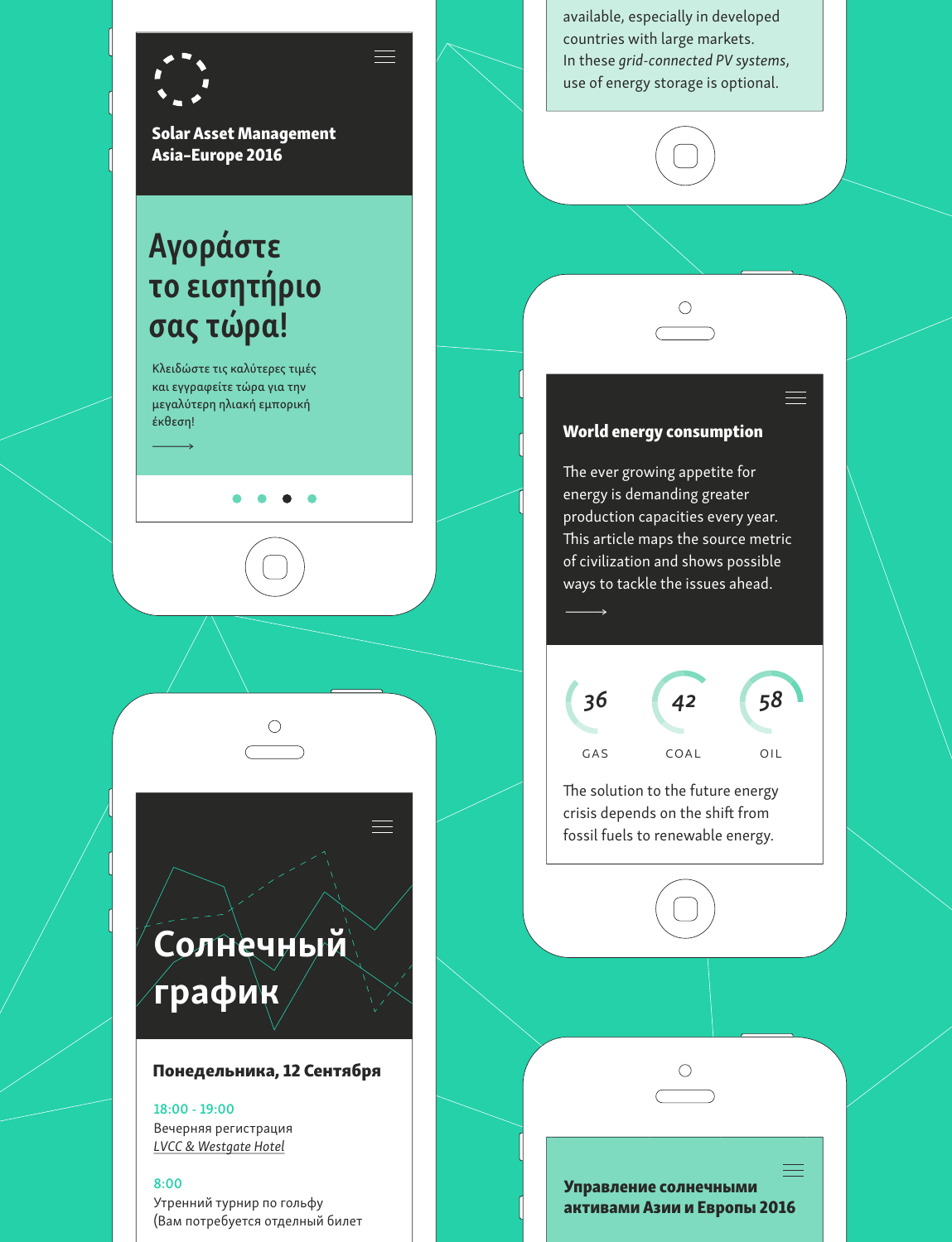**Solar Asset Management Asia-Europe 2016**

# Αγοράστε το εισητήριο σας τώρα!

Κλειδώστε τις καλύτερες τιμές και εγγραφείτε τώρα για την μεγαλύτερη ηλιακή εμπορική έκθεση!

available, especially in developed countries with large markets. In these *grid-connected PV systems*, use of energy storage is optional.

**World energy consumption**

The ever growing appetite for energy is demanding greater production capacities every year. This article maps the source metric of civilization and shows possible ways to tackle the issues ahead.

| 36 | 42 | 58 |
|---|---|---|
| GAS | COAL | OIL |

The solution to the future energy crisis depends on the shift from fossil fuels to renewable energy.

# Солнечный график

**Понедельника, 12 Сентября**

18:00 - 19:00
Вечерняя регистрация
*LVCC & Westgate Hotel*

8:00
Утренний турнир по гольфу
(Вам потребуется отдельный билет

**Управление солнечными активами Азии и Европы 2016**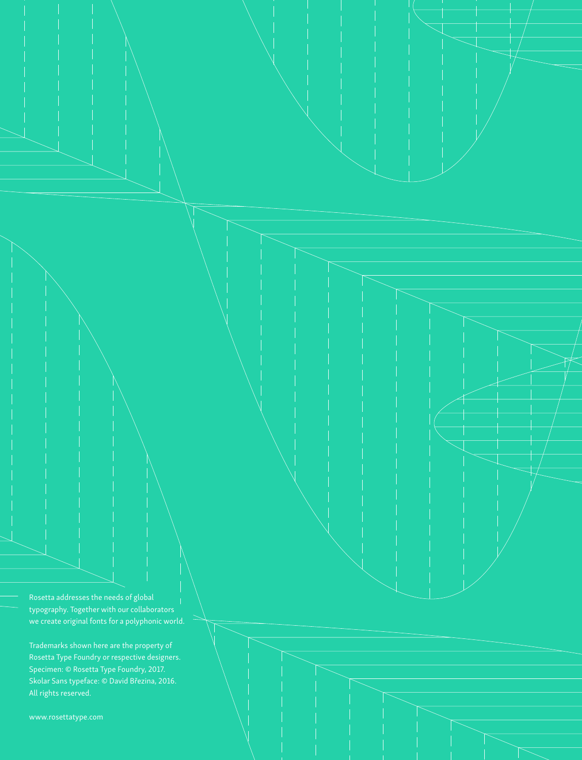Rosetta addresses the needs of global typography. Together with our collaborators we create original fonts for a polyphonic world.

Trademarks shown here are the property of Rosetta Type Foundry or respective designers. Specimen: © Rosetta Type Foundry, 2017. Skolar Sans typeface: © David Březina, 2016. All rights reserved.

www.rosettatype.com